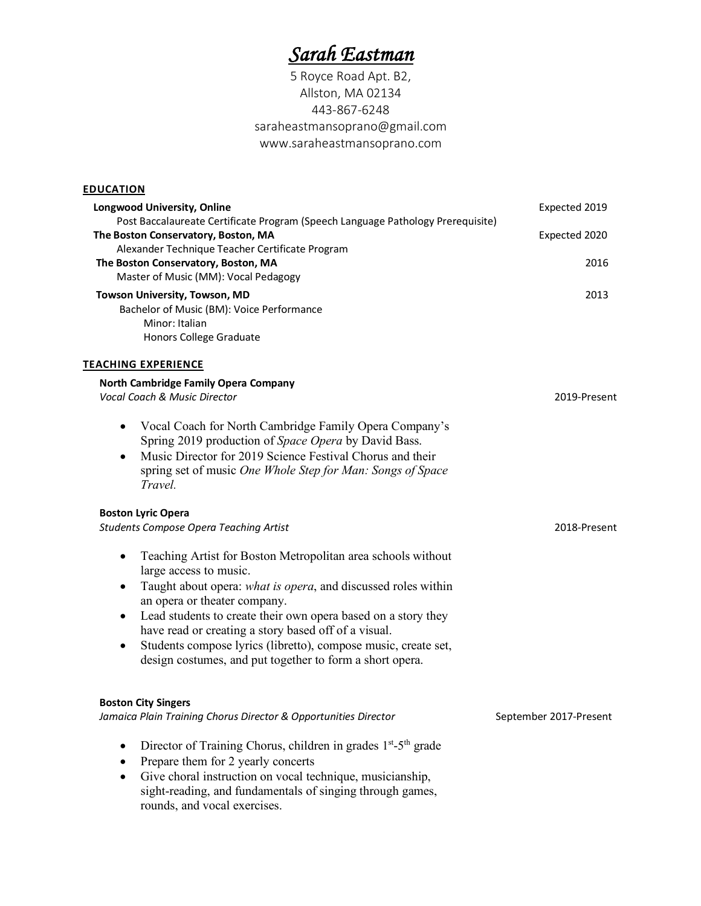# *Sarah Eastman*

5 Royce Road Apt. B2,
Allston, MA 02134
443-867-6248
saraheastmansoprano@gmail.com
www.saraheastmansoprano.com

## EDUCATION

**Longwood University, Online** — Expected 2019
Post Baccalaureate Certificate Program (Speech Language Pathology Prerequisite)

**The Boston Conservatory, Boston, MA** — Expected 2020
Alexander Technique Teacher Certificate Program

**The Boston Conservatory, Boston, MA** — 2016
Master of Music (MM): Vocal Pedagogy

**Towson University, Towson, MD** — 2013
Bachelor of Music (BM): Voice Performance
Minor: Italian
Honors College Graduate

## TEACHING EXPERIENCE

**North Cambridge Family Opera Company**
*Vocal Coach & Music Director* — 2019-Present

- Vocal Coach for North Cambridge Family Opera Company's Spring 2019 production of *Space Opera* by David Bass.
- Music Director for 2019 Science Festival Chorus and their spring set of music *One Whole Step for Man: Songs of Space Travel.*

**Boston Lyric Opera**
*Students Compose Opera Teaching Artist* — 2018-Present

- Teaching Artist for Boston Metropolitan area schools without large access to music.
- Taught about opera: *what is opera*, and discussed roles within an opera or theater company.
- Lead students to create their own opera based on a story they have read or creating a story based off of a visual.
- Students compose lyrics (libretto), compose music, create set, design costumes, and put together to form a short opera.

**Boston City Singers**
*Jamaica Plain Training Chorus Director & Opportunities Director* — September 2017-Present

- Director of Training Chorus, children in grades 1st-5th grade
- Prepare them for 2 yearly concerts
- Give choral instruction on vocal technique, musicianship, sight-reading, and fundamentals of singing through games, rounds, and vocal exercises.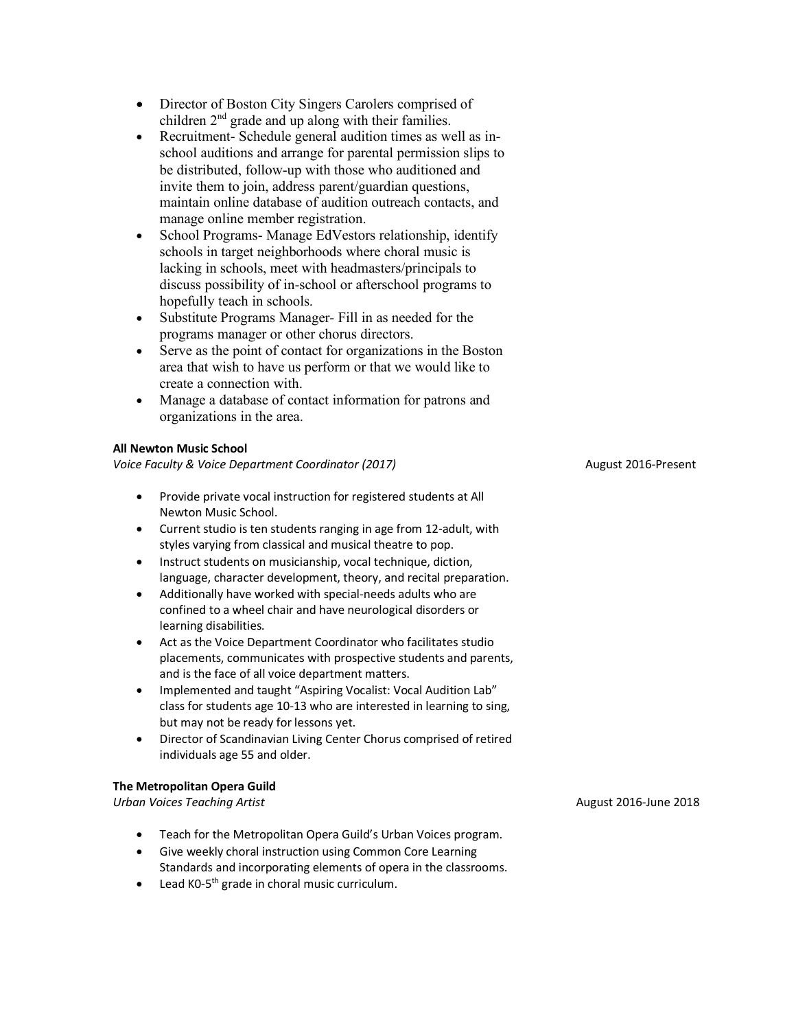- Director of Boston City Singers Carolers comprised of children 2nd grade and up along with their families.
- Recruitment- Schedule general audition times as well as in-school auditions and arrange for parental permission slips to be distributed, follow-up with those who auditioned and invite them to join, address parent/guardian questions, maintain online database of audition outreach contacts, and manage online member registration.
- School Programs- Manage EdVestors relationship, identify schools in target neighborhoods where choral music is lacking in schools, meet with headmasters/principals to discuss possibility of in-school or afterschool programs to hopefully teach in schools.
- Substitute Programs Manager- Fill in as needed for the programs manager or other chorus directors.
- Serve as the point of contact for organizations in the Boston area that wish to have us perform or that we would like to create a connection with.
- Manage a database of contact information for patrons and organizations in the area.

**All Newton Music School**
*Voice Faculty & Voice Department Coordinator (2017)* August 2016-Present

- Provide private vocal instruction for registered students at All Newton Music School.
- Current studio is ten students ranging in age from 12-adult, with styles varying from classical and musical theatre to pop.
- Instruct students on musicianship, vocal technique, diction, language, character development, theory, and recital preparation.
- Additionally have worked with special-needs adults who are confined to a wheel chair and have neurological disorders or learning disabilities.
- Act as the Voice Department Coordinator who facilitates studio placements, communicates with prospective students and parents, and is the face of all voice department matters.
- Implemented and taught "Aspiring Vocalist: Vocal Audition Lab" class for students age 10-13 who are interested in learning to sing, but may not be ready for lessons yet.
- Director of Scandinavian Living Center Chorus comprised of retired individuals age 55 and older.

**The Metropolitan Opera Guild**
*Urban Voices Teaching Artist* August 2016-June 2018

- Teach for the Metropolitan Opera Guild's Urban Voices program.
- Give weekly choral instruction using Common Core Learning Standards and incorporating elements of opera in the classrooms.
- Lead K0-5th grade in choral music curriculum.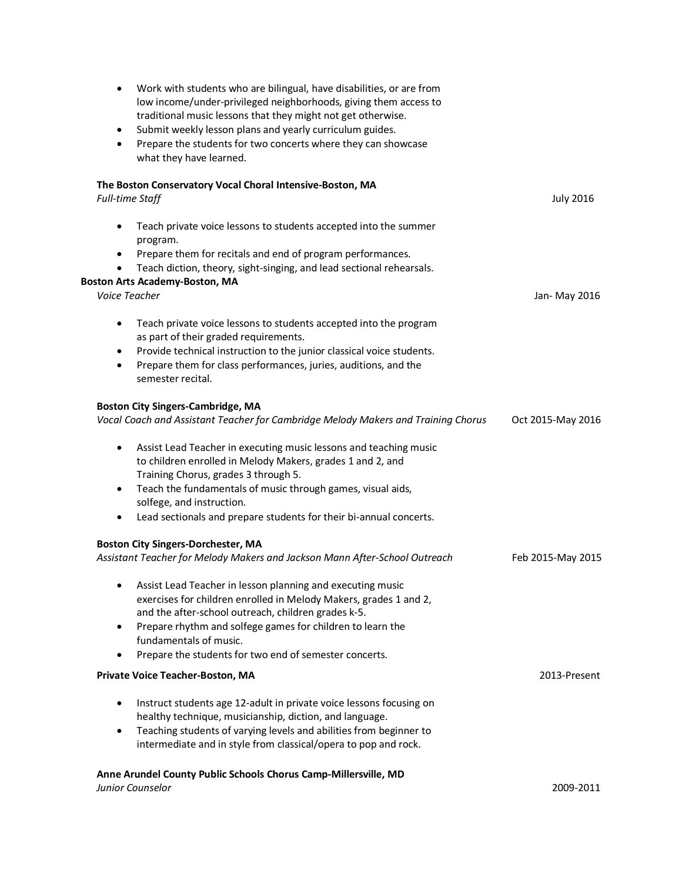- Work with students who are bilingual, have disabilities, or are from low income/under-privileged neighborhoods, giving them access to traditional music lessons that they might not get otherwise.
- Submit weekly lesson plans and yearly curriculum guides.
- Prepare the students for two concerts where they can showcase what they have learned.

**The Boston Conservatory Vocal Choral Intensive-Boston, MA**
*Full-time Staff* — July 2016

- Teach private voice lessons to students accepted into the summer program.
- Prepare them for recitals and end of program performances.
- Teach diction, theory, sight-singing, and lead sectional rehearsals.

**Boston Arts Academy-Boston, MA**
*Voice Teacher* — Jan- May 2016

- Teach private voice lessons to students accepted into the program as part of their graded requirements.
- Provide technical instruction to the junior classical voice students.
- Prepare them for class performances, juries, auditions, and the semester recital.

**Boston City Singers-Cambridge, MA**
*Vocal Coach and Assistant Teacher for Cambridge Melody Makers and Training Chorus* — Oct 2015-May 2016

- Assist Lead Teacher in executing music lessons and teaching music to children enrolled in Melody Makers, grades 1 and 2, and Training Chorus, grades 3 through 5.
- Teach the fundamentals of music through games, visual aids, solfege, and instruction.
- Lead sectionals and prepare students for their bi-annual concerts.

**Boston City Singers-Dorchester, MA**
*Assistant Teacher for Melody Makers and Jackson Mann After-School Outreach* — Feb 2015-May 2015

- Assist Lead Teacher in lesson planning and executing music exercises for children enrolled in Melody Makers, grades 1 and 2, and the after-school outreach, children grades k-5.
- Prepare rhythm and solfege games for children to learn the fundamentals of music.
- Prepare the students for two end of semester concerts.

**Private Voice Teacher-Boston, MA** — 2013-Present

- Instruct students age 12-adult in private voice lessons focusing on healthy technique, musicianship, diction, and language.
- Teaching students of varying levels and abilities from beginner to intermediate and in style from classical/opera to pop and rock.

**Anne Arundel County Public Schools Chorus Camp-Millersville, MD**
*Junior Counselor* — 2009-2011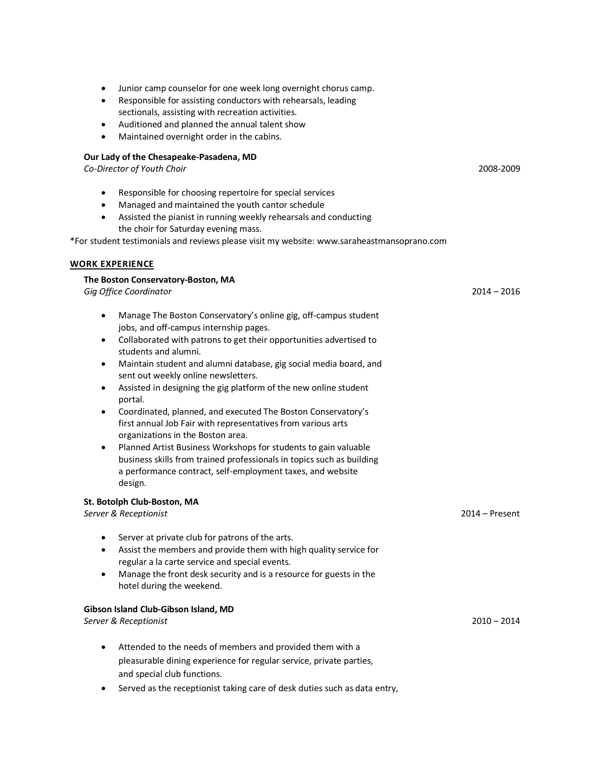- Junior camp counselor for one week long overnight chorus camp.
- Responsible for assisting conductors with rehearsals, leading sectionals, assisting with recreation activities.
- Auditioned and planned the annual talent show
- Maintained overnight order in the cabins.

**Our Lady of the Chesapeake-Pasadena, MD**
*Co-Director of Youth Choir* 2008-2009

- Responsible for choosing repertoire for special services
- Managed and maintained the youth cantor schedule
- Assisted the pianist in running weekly rehearsals and conducting the choir for Saturday evening mass.

*For student testimonials and reviews please visit my website: www.saraheastmansoprano.com

## WORK EXPERIENCE

**The Boston Conservatory-Boston, MA**
*Gig Office Coordinator* 2014 – 2016

- Manage The Boston Conservatory's online gig, off-campus student jobs, and off-campus internship pages.
- Collaborated with patrons to get their opportunities advertised to students and alumni.
- Maintain student and alumni database, gig social media board, and sent out weekly online newsletters.
- Assisted in designing the gig platform of the new online student portal.
- Coordinated, planned, and executed The Boston Conservatory's first annual Job Fair with representatives from various arts organizations in the Boston area.
- Planned Artist Business Workshops for students to gain valuable business skills from trained professionals in topics such as building a performance contract, self-employment taxes, and website design.

**St. Botolph Club-Boston, MA**
*Server & Receptionist* 2014 – Present

- Server at private club for patrons of the arts.
- Assist the members and provide them with high quality service for regular a la carte service and special events.
- Manage the front desk security and is a resource for guests in the hotel during the weekend.

**Gibson Island Club-Gibson Island, MD**
*Server & Receptionist* 2010 – 2014

- Attended to the needs of members and provided them with a pleasurable dining experience for regular service, private parties, and special club functions.
- Served as the receptionist taking care of desk duties such as data entry,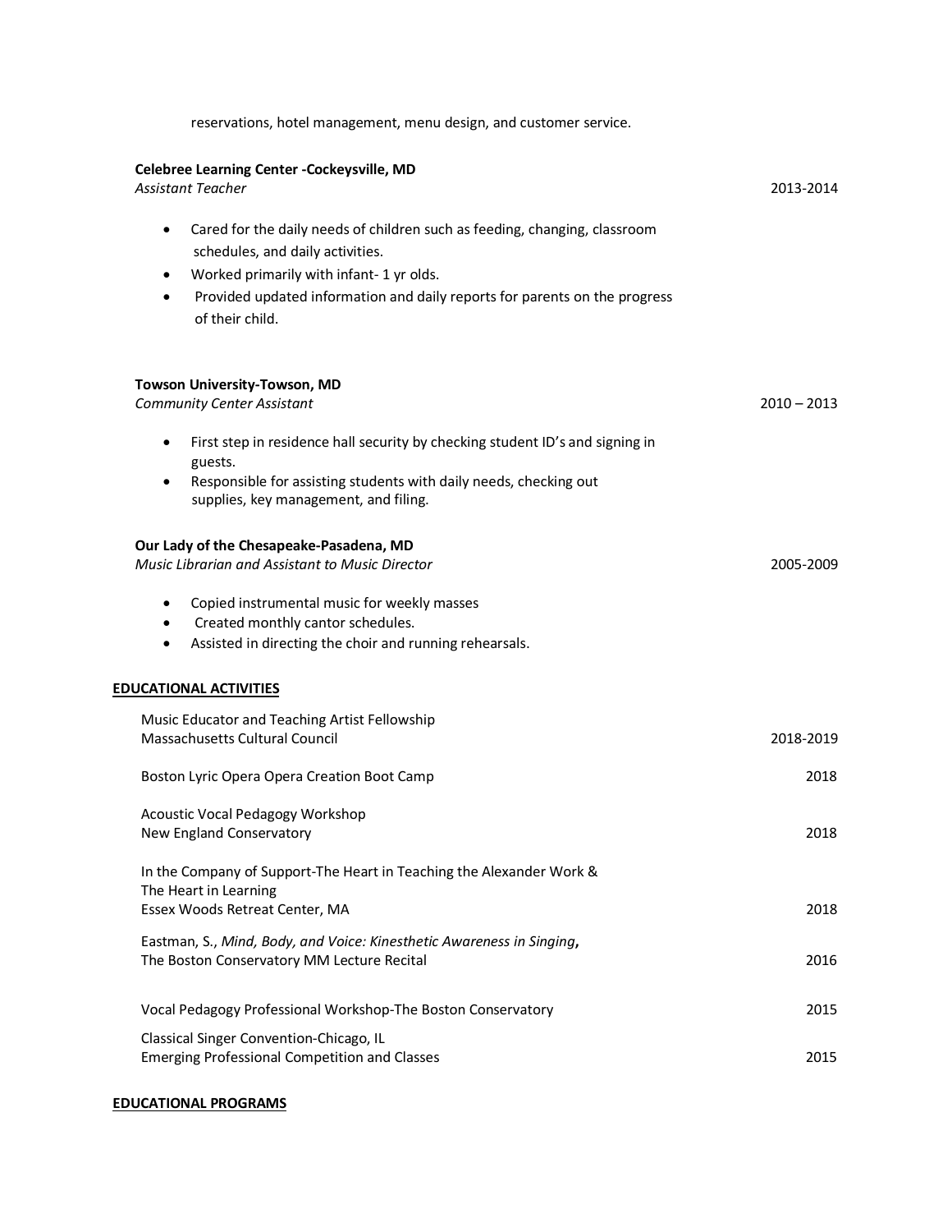reservations, hotel management, menu design, and customer service.

**Celebree Learning Center -Cockeysville, MD**
*Assistant Teacher* 2013-2014

- Cared for the daily needs of children such as feeding, changing, classroom schedules, and daily activities.
- Worked primarily with infant- 1 yr olds.
- Provided updated information and daily reports for parents on the progress of their child.

**Towson University-Towson, MD**
*Community Center Assistant* 2010 – 2013

- First step in residence hall security by checking student ID's and signing in guests.
- Responsible for assisting students with daily needs, checking out supplies, key management, and filing.

**Our Lady of the Chesapeake-Pasadena, MD**
*Music Librarian and Assistant to Music Director* 2005-2009

- Copied instrumental music for weekly masses
- Created monthly cantor schedules.
- Assisted in directing the choir and running rehearsals.

## EDUCATIONAL ACTIVITIES

Music Educator and Teaching Artist Fellowship
Massachusetts Cultural Council 2018-2019

Boston Lyric Opera Opera Creation Boot Camp 2018

Acoustic Vocal Pedagogy Workshop
New England Conservatory 2018

In the Company of Support-The Heart in Teaching the Alexander Work & The Heart in Learning
Essex Woods Retreat Center, MA 2018

Eastman, S., *Mind, Body, and Voice: Kinesthetic Awareness in Singing*,
The Boston Conservatory MM Lecture Recital 2016

Vocal Pedagogy Professional Workshop-The Boston Conservatory 2015

Classical Singer Convention-Chicago, IL
Emerging Professional Competition and Classes 2015

## EDUCATIONAL PROGRAMS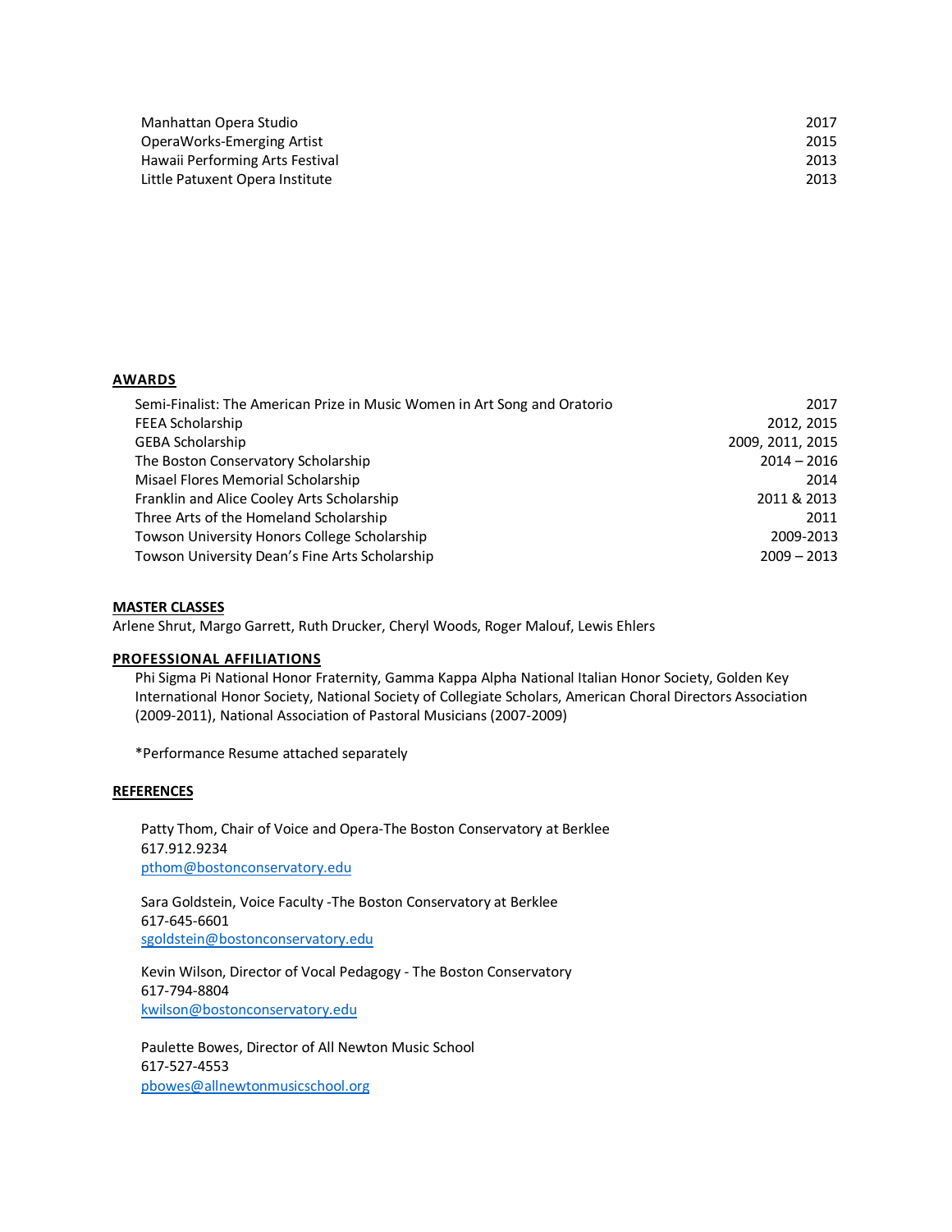| | |
|---|---|
| Manhattan Opera Studio | 2017 |
| OperaWorks-Emerging Artist | 2015 |
| Hawaii Performing Arts Festival | 2013 |
| Little Patuxent Opera Institute | 2013 |

## AWARDS

| | |
|---|---|
| Semi-Finalist: The American Prize in Music Women in Art Song and Oratorio | 2017 |
| FEEA Scholarship | 2012, 2015 |
| GEBA Scholarship | 2009, 2011, 2015 |
| The Boston Conservatory Scholarship | 2014 – 2016 |
| Misael Flores Memorial Scholarship | 2014 |
| Franklin and Alice Cooley Arts Scholarship | 2011 & 2013 |
| Three Arts of the Homeland Scholarship | 2011 |
| Towson University Honors College Scholarship | 2009-2013 |
| Towson University Dean's Fine Arts Scholarship | 2009 – 2013 |

## MASTER CLASSES

Arlene Shrut, Margo Garrett, Ruth Drucker, Cheryl Woods, Roger Malouf, Lewis Ehlers

## PROFESSIONAL AFFILIATIONS

Phi Sigma Pi National Honor Fraternity, Gamma Kappa Alpha National Italian Honor Society, Golden Key International Honor Society, National Society of Collegiate Scholars, American Choral Directors Association (2009-2011), National Association of Pastoral Musicians (2007-2009)

*Performance Resume attached separately

## REFERENCES

Patty Thom, Chair of Voice and Opera-The Boston Conservatory at Berklee
617.912.9234
pthom@bostonconservatory.edu

Sara Goldstein, Voice Faculty -The Boston Conservatory at Berklee
617-645-6601
sgoldstein@bostonconservatory.edu

Kevin Wilson, Director of Vocal Pedagogy - The Boston Conservatory
617-794-8804
kwilson@bostonconservatory.edu

Paulette Bowes, Director of All Newton Music School
617-527-4553
pbowes@allnewtonmusicschool.org